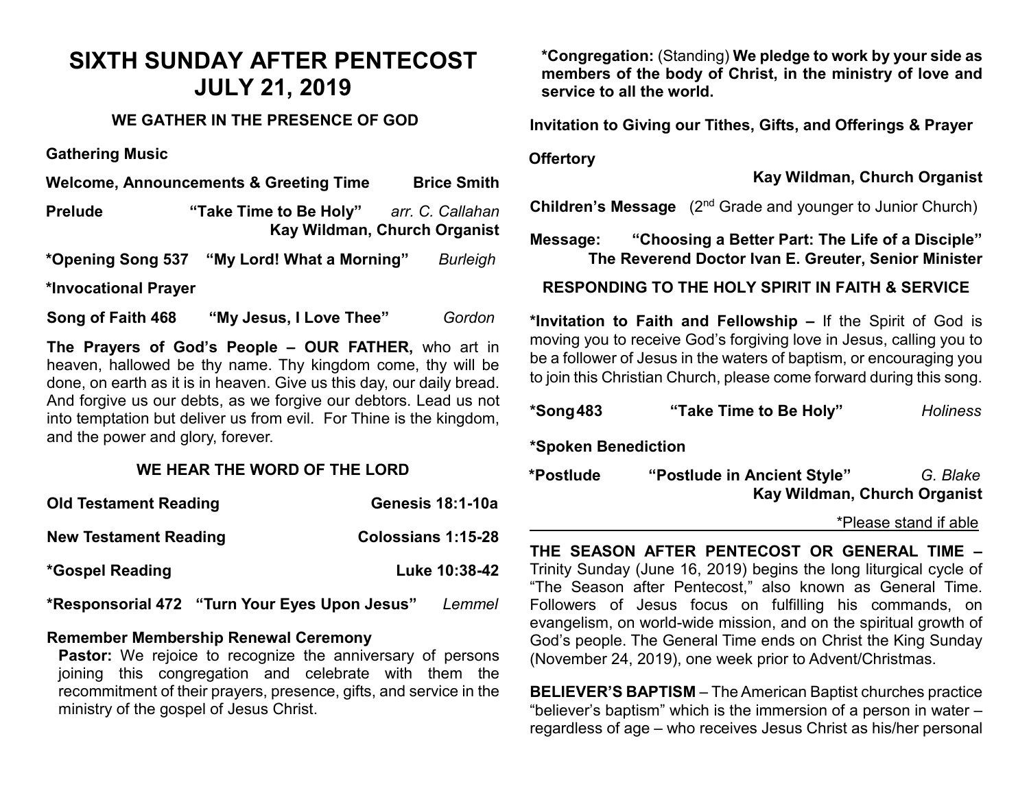# SIXTH SUNDAY AFTER PENTECOST
# JULY 21, 2019

## WE GATHER IN THE PRESENCE OF GOD

**Gathering Music**

**Welcome, Announcements & Greeting Time** **Brice Smith**

**Prelude** **"Take Time to Be Holy"** *arr. C. Callahan*
**Kay Wildman, Church Organist**

**\*Opening Song 537** **"My Lord! What a Morning"** *Burleigh*

**\*Invocational Prayer**

**Song of Faith 468** **"My Jesus, I Love Thee"** *Gordon*

**The Prayers of God's People – OUR FATHER,** who art in heaven, hallowed be thy name. Thy kingdom come, thy will be done, on earth as it is in heaven. Give us this day, our daily bread. And forgive us our debts, as we forgive our debtors. Lead us not into temptation but deliver us from evil. For Thine is the kingdom, and the power and glory, forever.

## WE HEAR THE WORD OF THE LORD

**Old Testament Reading** **Genesis 18:1-10a**

**New Testament Reading** **Colossians 1:15-28**

**\*Gospel Reading** **Luke 10:38-42**

**\*Responsorial 472** **"Turn Your Eyes Upon Jesus"** *Lemmel*

**Remember Membership Renewal Ceremony**

**Pastor:** We rejoice to recognize the anniversary of persons joining this congregation and celebrate with them the recommitment of their prayers, presence, gifts, and service in the ministry of the gospel of Jesus Christ.

**\*Congregation:** (Standing) **We pledge to work by your side as members of the body of Christ, in the ministry of love and service to all the world.**

**Invitation to Giving our Tithes, Gifts, and Offerings & Prayer**

**Offertory**
**Kay Wildman, Church Organist**

**Children's Message** (2nd Grade and younger to Junior Church)

**Message:** **"Choosing a Better Part: The Life of a Disciple"**
**The Reverend Doctor Ivan E. Greuter, Senior Minister**

## RESPONDING TO THE HOLY SPIRIT IN FAITH & SERVICE

**\*Invitation to Faith and Fellowship –** If the Spirit of God is moving you to receive God's forgiving love in Jesus, calling you to be a follower of Jesus in the waters of baptism, or encouraging you to join this Christian Church, please come forward during this song.

**\*Song 483** **"Take Time to Be Holy"** *Holiness*

**\*Spoken Benediction**

**\*Postlude** **"Postlude in Ancient Style"** *G. Blake*
**Kay Wildman, Church Organist**

\*Please stand if able

---

**THE SEASON AFTER PENTECOST OR GENERAL TIME –** Trinity Sunday (June 16, 2019) begins the long liturgical cycle of "The Season after Pentecost," also known as General Time. Followers of Jesus focus on fulfilling his commands, on evangelism, on world-wide mission, and on the spiritual growth of God's people. The General Time ends on Christ the King Sunday (November 24, 2019), one week prior to Advent/Christmas.

**BELIEVER'S BAPTISM** – The American Baptist churches practice "believer's baptism" which is the immersion of a person in water – regardless of age – who receives Jesus Christ as his/her personal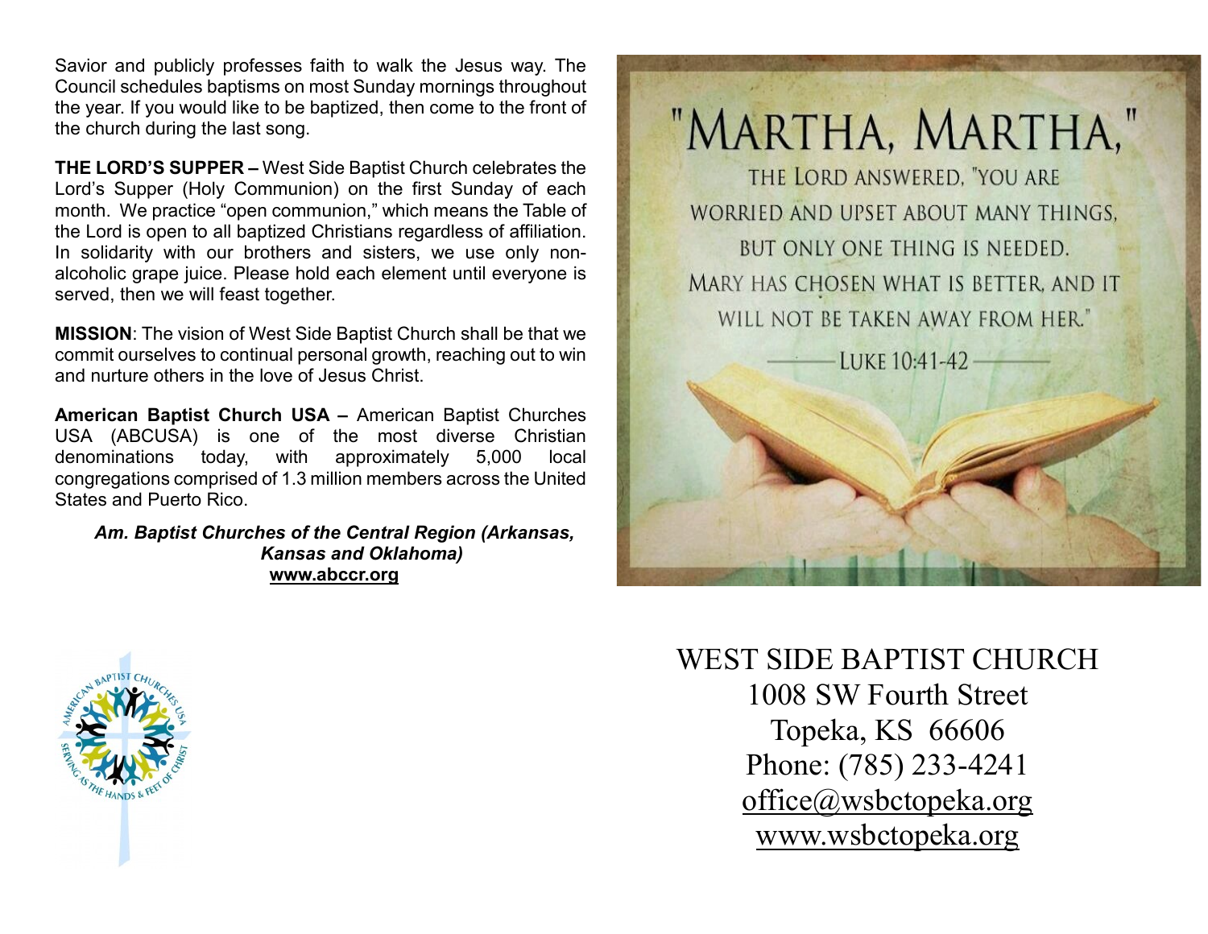Savior and publicly professes faith to walk the Jesus way. The Council schedules baptisms on most Sunday mornings throughout the year. If you would like to be baptized, then come to the front of the church during the last song.

**THE LORD'S SUPPER –** West Side Baptist Church celebrates the Lord's Supper (Holy Communion) on the first Sunday of each month. We practice "open communion," which means the Table of the Lord is open to all baptized Christians regardless of affiliation. In solidarity with our brothers and sisters, we use only non-alcoholic grape juice. Please hold each element until everyone is served, then we will feast together.

**MISSION**: The vision of West Side Baptist Church shall be that we commit ourselves to continual personal growth, reaching out to win and nurture others in the love of Jesus Christ.

**American Baptist Church USA –** American Baptist Churches USA (ABCUSA) is one of the most diverse Christian denominations today, with approximately 5,000 local congregations comprised of 1.3 million members across the United States and Puerto Rico.

***Am. Baptist Churches of the Central Region (Arkansas, Kansas and Oklahoma)***
**www.abccr.org**

"MARTHA, MARTHA," THE LORD ANSWERED, "YOU ARE WORRIED AND UPSET ABOUT MANY THINGS, BUT ONLY ONE THING IS NEEDED. MARY HAS CHOSEN WHAT IS BETTER, AND IT WILL NOT BE TAKEN AWAY FROM HER."

— LUKE 10:41-42 —

AMERICAN BAPTIST CHURCHES USA
SERVING AS THE HANDS & FEET OF CHRIST

WEST SIDE BAPTIST CHURCH
1008 SW Fourth Street
Topeka, KS 66606
Phone: (785) 233-4241
office@wsbctopeka.org
www.wsbctopeka.org